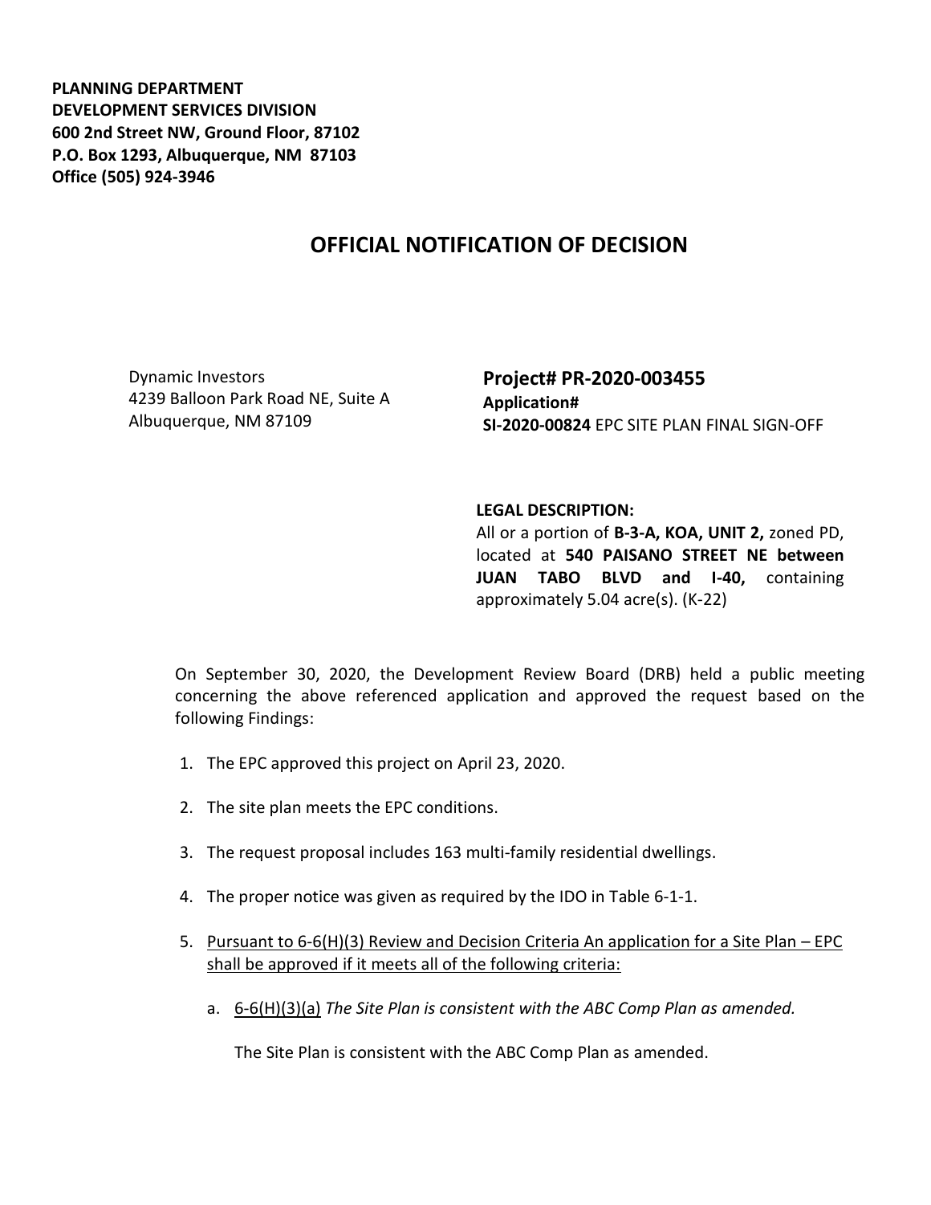**PLANNING DEPARTMENT**
**DEVELOPMENT SERVICES DIVISION**
**600 2nd Street NW, Ground Floor, 87102**
**P.O. Box 1293, Albuquerque, NM 87103**
**Office (505) 924-3946**

# OFFICIAL NOTIFICATION OF DECISION

Dynamic Investors
4239 Balloon Park Road NE, Suite A
Albuquerque, NM 87109

**Project# PR-2020-003455**
**Application#**
**SI-2020-00824** EPC SITE PLAN FINAL SIGN-OFF

**LEGAL DESCRIPTION:**
All or a portion of **B-3-A, KOA, UNIT 2,** zoned PD, located at **540 PAISANO STREET NE between JUAN TABO BLVD and I-40,** containing approximately 5.04 acre(s). (K-22)

On September 30, 2020, the Development Review Board (DRB) held a public meeting concerning the above referenced application and approved the request based on the following Findings:

1. The EPC approved this project on April 23, 2020.
2. The site plan meets the EPC conditions.
3. The request proposal includes 163 multi-family residential dwellings.
4. The proper notice was given as required by the IDO in Table 6-1-1.
5. Pursuant to 6-6(H)(3) Review and Decision Criteria An application for a Site Plan – EPC shall be approved if it meets all of the following criteria:
   a. 6-6(H)(3)(a) *The Site Plan is consistent with the ABC Comp Plan as amended.*

      The Site Plan is consistent with the ABC Comp Plan as amended.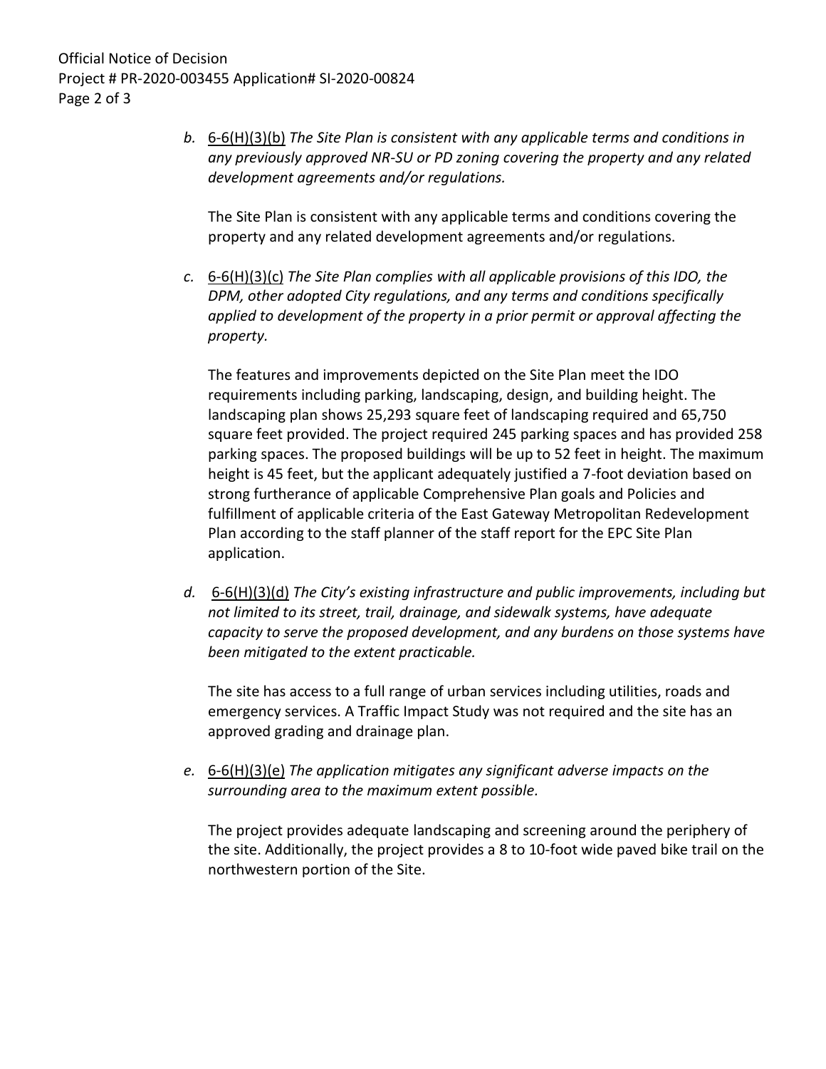b. 6-6(H)(3)(b) *The Site Plan is consistent with any applicable terms and conditions in any previously approved NR-SU or PD zoning covering the property and any related development agreements and/or regulations.*

   The Site Plan is consistent with any applicable terms and conditions covering the property and any related development agreements and/or regulations.

c. 6-6(H)(3)(c) *The Site Plan complies with all applicable provisions of this IDO, the DPM, other adopted City regulations, and any terms and conditions specifically applied to development of the property in a prior permit or approval affecting the property.*

   The features and improvements depicted on the Site Plan meet the IDO requirements including parking, landscaping, design, and building height. The landscaping plan shows 25,293 square feet of landscaping required and 65,750 square feet provided. The project required 245 parking spaces and has provided 258 parking spaces. The proposed buildings will be up to 52 feet in height. The maximum height is 45 feet, but the applicant adequately justified a 7-foot deviation based on strong furtherance of applicable Comprehensive Plan goals and Policies and fulfillment of applicable criteria of the East Gateway Metropolitan Redevelopment Plan according to the staff planner of the staff report for the EPC Site Plan application.

d. 6-6(H)(3)(d) *The City's existing infrastructure and public improvements, including but not limited to its street, trail, drainage, and sidewalk systems, have adequate capacity to serve the proposed development, and any burdens on those systems have been mitigated to the extent practicable.*

   The site has access to a full range of urban services including utilities, roads and emergency services. A Traffic Impact Study was not required and the site has an approved grading and drainage plan.

e. 6-6(H)(3)(e) *The application mitigates any significant adverse impacts on the surrounding area to the maximum extent possible.*

   The project provides adequate landscaping and screening around the periphery of the site. Additionally, the project provides a 8 to 10-foot wide paved bike trail on the northwestern portion of the Site.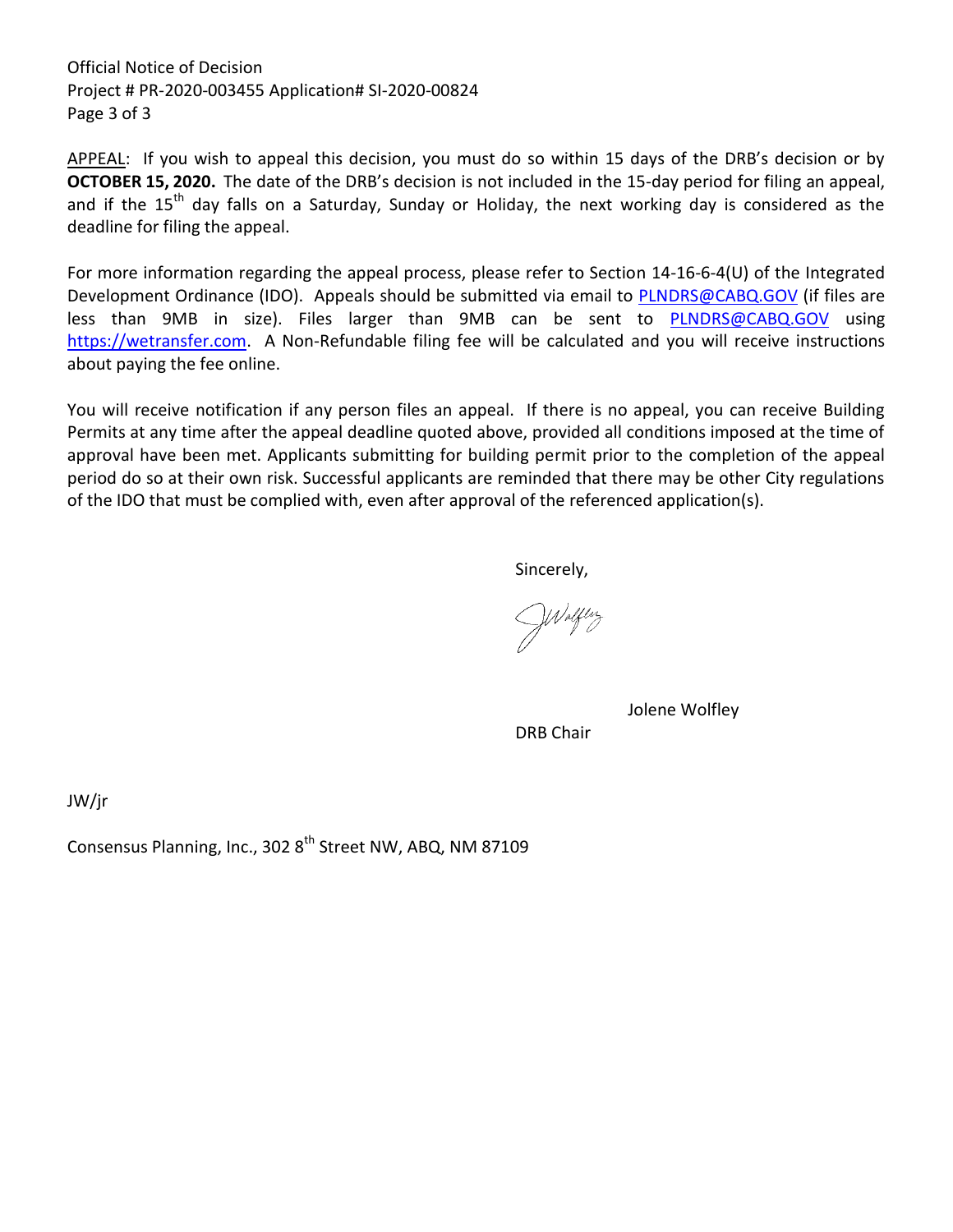APPEAL: If you wish to appeal this decision, you must do so within 15 days of the DRB's decision or by **OCTOBER 15, 2020.** The date of the DRB's decision is not included in the 15-day period for filing an appeal, and if the 15th day falls on a Saturday, Sunday or Holiday, the next working day is considered as the deadline for filing the appeal.

For more information regarding the appeal process, please refer to Section 14-16-6-4(U) of the Integrated Development Ordinance (IDO). Appeals should be submitted via email to PLNDRS@CABQ.GOV (if files are less than 9MB in size). Files larger than 9MB can be sent to PLNDRS@CABQ.GOV using https://wetransfer.com. A Non-Refundable filing fee will be calculated and you will receive instructions about paying the fee online.

You will receive notification if any person files an appeal. If there is no appeal, you can receive Building Permits at any time after the appeal deadline quoted above, provided all conditions imposed at the time of approval have been met. Applicants submitting for building permit prior to the completion of the appeal period do so at their own risk. Successful applicants are reminded that there may be other City regulations of the IDO that must be complied with, even after approval of the referenced application(s).

Sincerely,

Jolene Wolfley
DRB Chair

JW/jr

Consensus Planning, Inc., 302 8th Street NW, ABQ, NM 87109